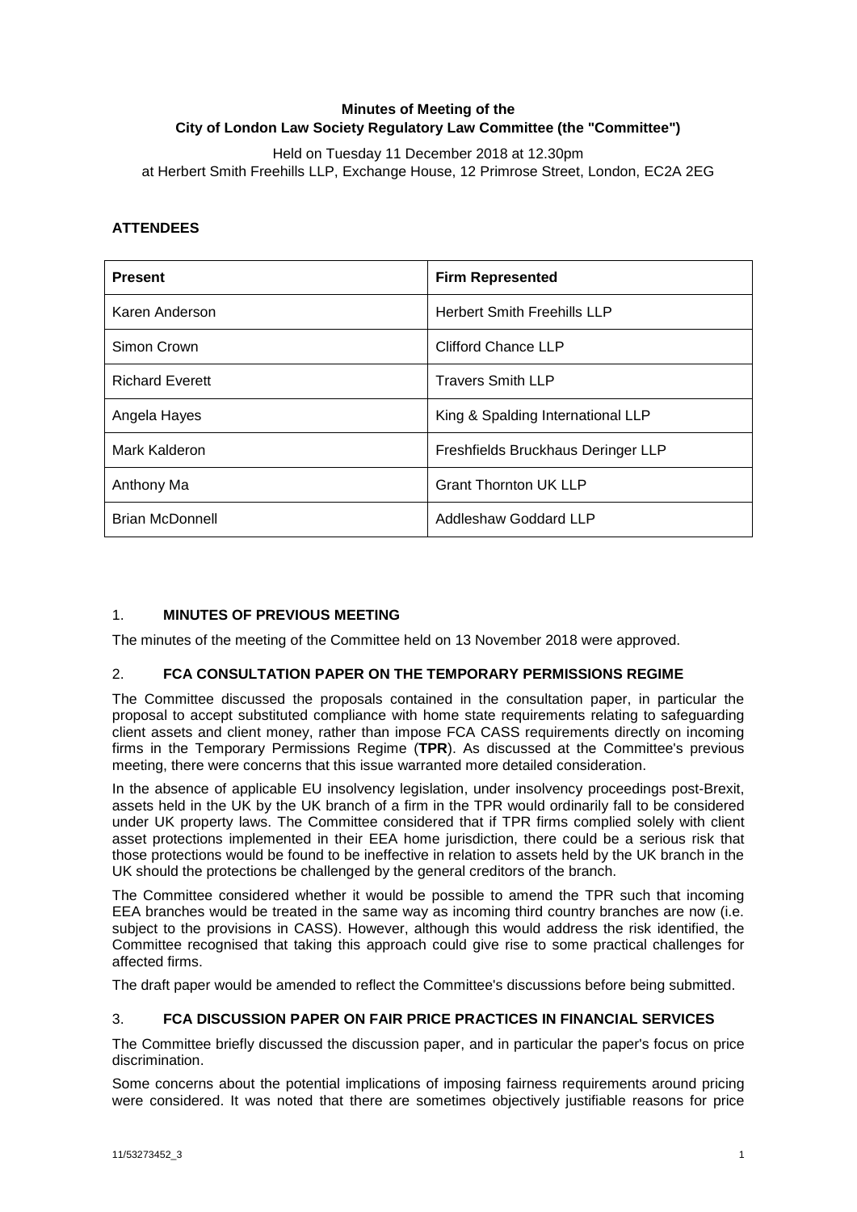**Minutes of Meeting of the**
**City of London Law Society Regulatory Law Committee (the "Committee")**

Held on Tuesday 11 December 2018 at 12.30pm
at Herbert Smith Freehills LLP, Exchange House, 12 Primrose Street, London, EC2A 2EG

## ATTENDEES

| Present | Firm Represented |
|---|---|
| Karen Anderson | Herbert Smith Freehills LLP |
| Simon Crown | Clifford Chance LLP |
| Richard Everett | Travers Smith LLP |
| Angela Hayes | King & Spalding International LLP |
| Mark Kalderon | Freshfields Bruckhaus Deringer LLP |
| Anthony Ma | Grant Thornton UK LLP |
| Brian McDonnell | Addleshaw Goddard LLP |

## 1. MINUTES OF PREVIOUS MEETING

The minutes of the meeting of the Committee held on 13 November 2018 were approved.

## 2. FCA CONSULTATION PAPER ON THE TEMPORARY PERMISSIONS REGIME

The Committee discussed the proposals contained in the consultation paper, in particular the proposal to accept substituted compliance with home state requirements relating to safeguarding client assets and client money, rather than impose FCA CASS requirements directly on incoming firms in the Temporary Permissions Regime (**TPR**). As discussed at the Committee's previous meeting, there were concerns that this issue warranted more detailed consideration.

In the absence of applicable EU insolvency legislation, under insolvency proceedings post-Brexit, assets held in the UK by the UK branch of a firm in the TPR would ordinarily fall to be considered under UK property laws. The Committee considered that if TPR firms complied solely with client asset protections implemented in their EEA home jurisdiction, there could be a serious risk that those protections would be found to be ineffective in relation to assets held by the UK branch in the UK should the protections be challenged by the general creditors of the branch.

The Committee considered whether it would be possible to amend the TPR such that incoming EEA branches would be treated in the same way as incoming third country branches are now (i.e. subject to the provisions in CASS). However, although this would address the risk identified, the Committee recognised that taking this approach could give rise to some practical challenges for affected firms.

The draft paper would be amended to reflect the Committee's discussions before being submitted.

## 3. FCA DISCUSSION PAPER ON FAIR PRICE PRACTICES IN FINANCIAL SERVICES

The Committee briefly discussed the discussion paper, and in particular the paper's focus on price discrimination.

Some concerns about the potential implications of imposing fairness requirements around pricing were considered. It was noted that there are sometimes objectively justifiable reasons for price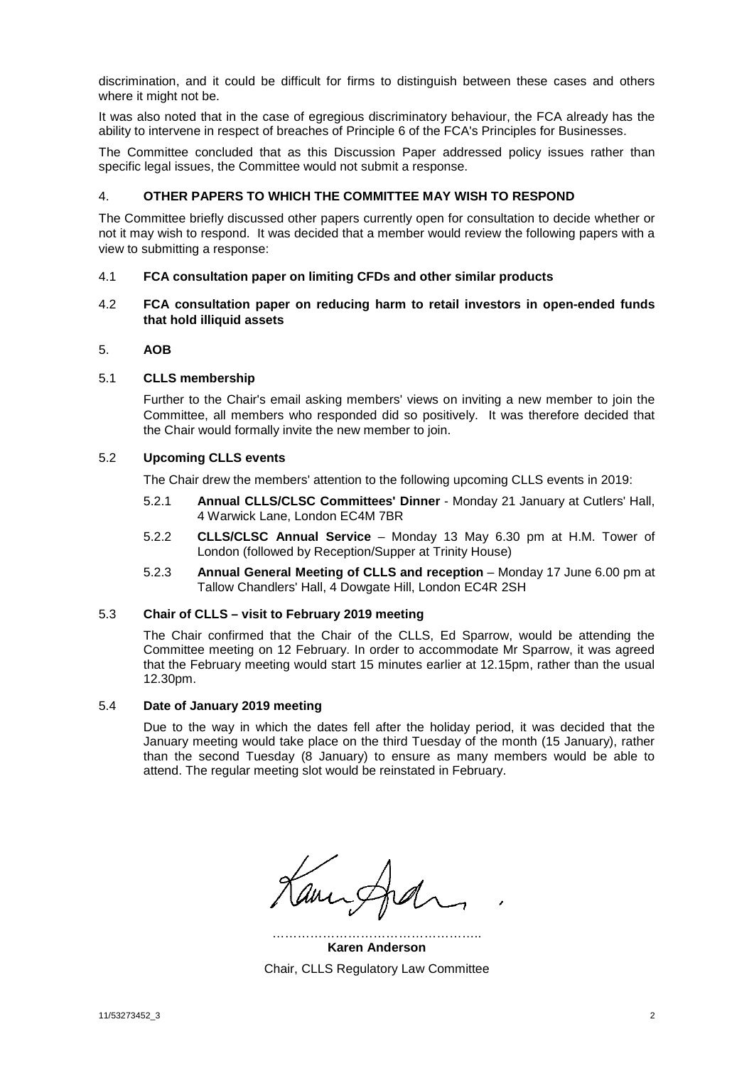discrimination, and it could be difficult for firms to distinguish between these cases and others where it might not be.

It was also noted that in the case of egregious discriminatory behaviour, the FCA already has the ability to intervene in respect of breaches of Principle 6 of the FCA's Principles for Businesses.

The Committee concluded that as this Discussion Paper addressed policy issues rather than specific legal issues, the Committee would not submit a response.

## 4. OTHER PAPERS TO WHICH THE COMMITTEE MAY WISH TO RESPOND

The Committee briefly discussed other papers currently open for consultation to decide whether or not it may wish to respond. It was decided that a member would review the following papers with a view to submitting a response:

### 4.1 FCA consultation paper on limiting CFDs and other similar products

### 4.2 FCA consultation paper on reducing harm to retail investors in open-ended funds that hold illiquid assets

## 5. AOB

### 5.1 CLLS membership

Further to the Chair's email asking members' views on inviting a new member to join the Committee, all members who responded did so positively. It was therefore decided that the Chair would formally invite the new member to join.

### 5.2 Upcoming CLLS events

The Chair drew the members' attention to the following upcoming CLLS events in 2019:

5.2.1 **Annual CLLS/CLSC Committees' Dinner** - Monday 21 January at Cutlers' Hall, 4 Warwick Lane, London EC4M 7BR

5.2.2 **CLLS/CLSC Annual Service** – Monday 13 May 6.30 pm at H.M. Tower of London (followed by Reception/Supper at Trinity House)

5.2.3 **Annual General Meeting of CLLS and reception** – Monday 17 June 6.00 pm at Tallow Chandlers' Hall, 4 Dowgate Hill, London EC4R 2SH

### 5.3 Chair of CLLS – visit to February 2019 meeting

The Chair confirmed that the Chair of the CLLS, Ed Sparrow, would be attending the Committee meeting on 12 February. In order to accommodate Mr Sparrow, it was agreed that the February meeting would start 15 minutes earlier at 12.15pm, rather than the usual 12.30pm.

### 5.4 Date of January 2019 meeting

Due to the way in which the dates fell after the holiday period, it was decided that the January meeting would take place on the third Tuesday of the month (15 January), rather than the second Tuesday (8 January) to ensure as many members would be able to attend. The regular meeting slot would be reinstated in February.

…………………………………………..

**Karen Anderson**

Chair, CLLS Regulatory Law Committee

11/53273452_3